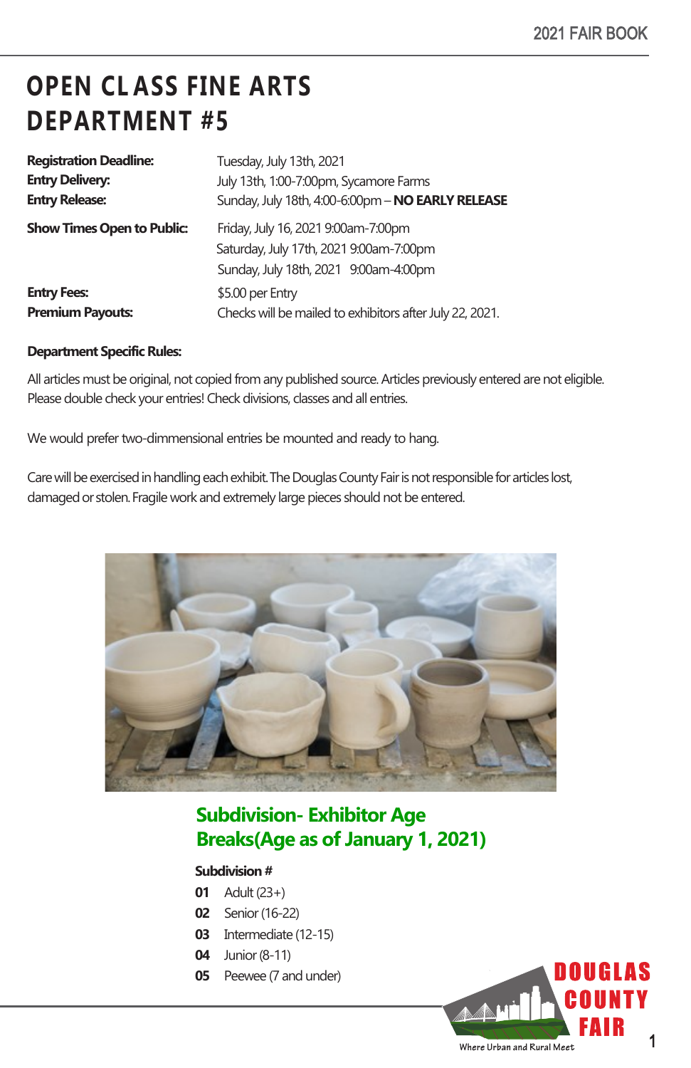# OPEN CLASS FINE ARTS DEPARTMENT #5

**Registration Deadline:** Tuesday, July 13th, 2021
**Entry Delivery:** July 13th, 1:00-7:00pm, Sycamore Farms
**Entry Release:** Sunday, July 18th, 4:00-6:00pm – **NO EARLY RELEASE**

**Show Times Open to Public:** Friday, July 16, 2021 9:00am-7:00pm
Saturday, July 17th, 2021 9:00am-7:00pm
Sunday, July 18th, 2021 9:00am-4:00pm

**Entry Fees:** $5.00 per Entry
**Premium Payouts:** Checks will be mailed to exhibitors after July 22, 2021.

**Department Specific Rules:**

All articles must be original, not copied from any published source. Articles previously entered are not eligible. Please double check your entries! Check divisions, classes and all entries.

We would prefer two-dimmensional entries be mounted and ready to hang.

Care will be exercised in handling each exhibit. The Douglas County Fair is not responsible for articles lost, damaged or stolen. Fragile work and extremely large pieces should not be entered.

## Subdivision- Exhibitor Age Breaks(Age as of January 1, 2021)

**Subdivision #**

- **01** Adult (23+)
- **02** Senior (16-22)
- **03** Intermediate (12-15)
- **04** Junior (8-11)
- **05** Peewee (7 and under)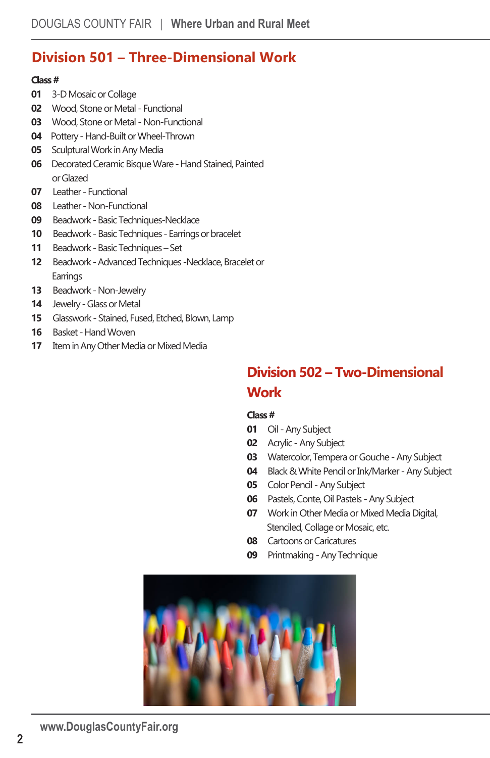## Division 501 – Three-Dimensional Work

**Class #**

**01** 3-D Mosaic or Collage
**02** Wood, Stone or Metal - Functional
**03** Wood, Stone or Metal - Non-Functional
**04** Pottery - Hand-Built or Wheel-Thrown
**05** Sculptural Work in Any Media
**06** Decorated Ceramic Bisque Ware - Hand Stained, Painted or Glazed
**07** Leather - Functional
**08** Leather - Non-Functional
**09** Beadwork - Basic Techniques-Necklace
**10** Beadwork - Basic Techniques - Earrings or bracelet
**11** Beadwork - Basic Techniques – Set
**12** Beadwork - Advanced Techniques -Necklace, Bracelet or Earrings
**13** Beadwork - Non-Jewelry
**14** Jewelry - Glass or Metal
**15** Glasswork - Stained, Fused, Etched, Blown, Lamp
**16** Basket - Hand Woven
**17** Item in Any Other Media or Mixed Media

## Division 502 – Two-Dimensional Work

**Class #**

**01** Oil - Any Subject
**02** Acrylic - Any Subject
**03** Watercolor, Tempera or Gouche - Any Subject
**04** Black & White Pencil or Ink/Marker - Any Subject
**05** Color Pencil - Any Subject
**06** Pastels, Conte, Oil Pastels - Any Subject
**07** Work in Other Media or Mixed Media Digital, Stenciled, Collage or Mosaic, etc.
**08** Cartoons or Caricatures
**09** Printmaking - Any Technique